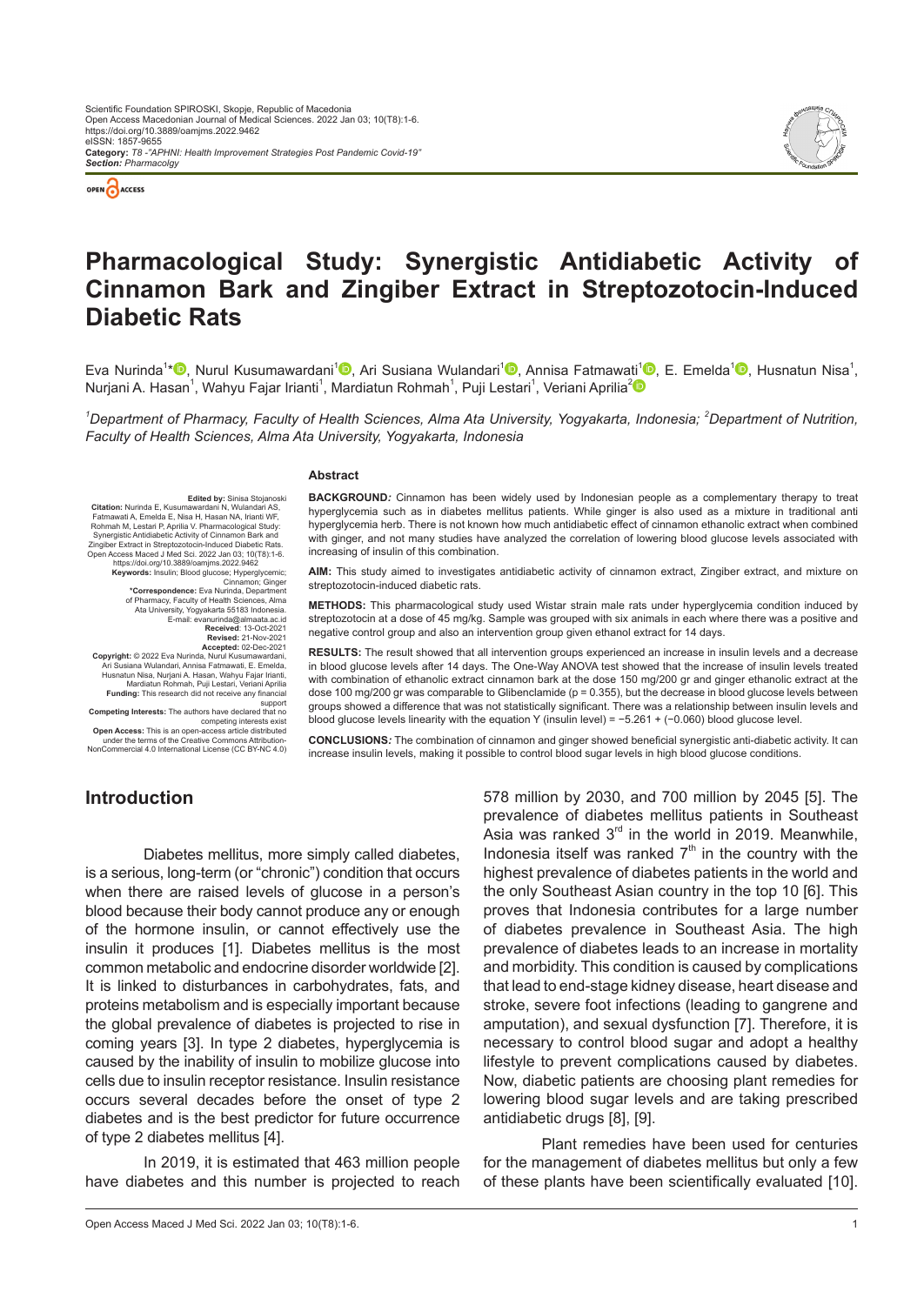Scientific Foundation SPIROSKI, Skopje, Republic of Macedonia
Open Access Macedonian Journal of Medical Sciences. 2022 Jan 03; 10(T8):1-6.
https://doi.org/10.3889/oamjms.2022.9462
eISSN: 1857-9655
**Category:** *T8 -"APHNI: Health Improvement Strategies Post Pandemic Covid-19"*
***Section:*** *Pharmacolgy*

# Pharmacological Study: Synergistic Antidiabetic Activity of Cinnamon Bark and Zingiber Extract in Streptozotocin-Induced Diabetic Rats

Eva Nurinda[1]*, Nurul Kusumawardani[1], Ari Susiana Wulandari[1], Annisa Fatmawati[1], E. Emelda[1], Husnatun Nisa[1], Nurjani A. Hasan[1], Wahyu Fajar Irianti[1], Mardiatun Rohmah[1], Puji Lestari[1], Veriani Aprilia[2]

*[1]Department of Pharmacy, Faculty of Health Sciences, Alma Ata University, Yogyakarta, Indonesia; [2]Department of Nutrition, Faculty of Health Sciences, Alma Ata University, Yogyakarta, Indonesia*

**Edited by:** Sinisa Stojanoski
**Citation:** Nurinda E, Kusumawardani N, Wulandari AS, Fatmawati A, Emelda E, Nisa H, Hasan NA, Irianti WF, Rohmah M, Lestari P, Aprilia V. Pharmacological Study: Synergistic Antidiabetic Activity of Cinnamon Bark and Zingiber Extract in Streptozotocin-Induced Diabetic Rats. Open Access Maced J Med Sci. 2022 Jan 03; 10(T8):1-6. https://doi.org/10.3889/oamjms.2022.9462
**Keywords:** Insulin; Blood glucose; Hyperglycemic; Cinnamon; Ginger
***Correspondence:** Eva Nurinda, Department of Pharmacy, Faculty of Health Sciences, Alma Ata University, Yogyakarta 55183 Indonesia. E-mail: evanurinda@almaata.ac.id
**Received:** 13-Oct-2021
**Revised:** 21-Nov-2021
**Accepted:** 02-Dec-2021
**Copyright:** © 2022 Eva Nurinda, Nurul Kusumawardani, Ari Susiana Wulandari, Annisa Fatmawati, E. Emelda, Husnatun Nisa, Nurjani A. Hasan, Wahyu Fajar Irianti, Mardiatun Rohmah, Puji Lestari, Veriani Aprilia
**Funding:** This research did not receive any financial support
**Competing Interests:** The authors have declared that no competing interests exist
**Open Access:** This is an open-access article distributed under the terms of the Creative Commons Attribution-NonCommercial 4.0 International License (CC BY-NC 4.0)

## Abstract

**BACKGROUND***:* Cinnamon has been widely used by Indonesian people as a complementary therapy to treat hyperglycemia such as in diabetes mellitus patients. While ginger is also used as a mixture in traditional anti hyperglycemia herb. There is not known how much antidiabetic effect of cinnamon ethanolic extract when combined with ginger, and not many studies have analyzed the correlation of lowering blood glucose levels associated with increasing of insulin of this combination.

**AIM:** This study aimed to investigates antidiabetic activity of cinnamon extract, Zingiber extract, and mixture on streptozotocin-induced diabetic rats.

**METHODS:** This pharmacological study used Wistar strain male rats under hyperglycemia condition induced by streptozotocin at a dose of 45 mg/kg. Sample was grouped with six animals in each where there was a positive and negative control group and also an intervention group given ethanol extract for 14 days.

**RESULTS:** The result showed that all intervention groups experienced an increase in insulin levels and a decrease in blood glucose levels after 14 days. The One-Way ANOVA test showed that the increase of insulin levels treated with combination of ethanolic extract cinnamon bark at the dose 150 mg/200 gr and ginger ethanolic extract at the dose 100 mg/200 gr was comparable to Glibenclamide ($p = 0.355$), but the decrease in blood glucose levels between groups showed a difference that was not statistically significant. There was a relationship between insulin levels and blood glucose levels linearity with the equation Y (insulin level) = −5.261 + (−0.060) blood glucose level.

**CONCLUSIONS***:* The combination of cinnamon and ginger showed beneficial synergistic anti-diabetic activity. It can increase insulin levels, making it possible to control blood sugar levels in high blood glucose conditions.

## Introduction

Diabetes mellitus, more simply called diabetes, is a serious, long-term (or "chronic") condition that occurs when there are raised levels of glucose in a person's blood because their body cannot produce any or enough of the hormone insulin, or cannot effectively use the insulin it produces [1]. Diabetes mellitus is the most common metabolic and endocrine disorder worldwide [2]. It is linked to disturbances in carbohydrates, fats, and proteins metabolism and is especially important because the global prevalence of diabetes is projected to rise in coming years [3]. In type 2 diabetes, hyperglycemia is caused by the inability of insulin to mobilize glucose into cells due to insulin receptor resistance. Insulin resistance occurs several decades before the onset of type 2 diabetes and is the best predictor for future occurrence of type 2 diabetes mellitus [4].

In 2019, it is estimated that 463 million people have diabetes and this number is projected to reach 578 million by 2030, and 700 million by 2045 [5]. The prevalence of diabetes mellitus patients in Southeast Asia was ranked 3rd in the world in 2019. Meanwhile, Indonesia itself was ranked 7th in the country with the highest prevalence of diabetes patients in the world and the only Southeast Asian country in the top 10 [6]. This proves that Indonesia contributes for a large number of diabetes prevalence in Southeast Asia. The high prevalence of diabetes leads to an increase in mortality and morbidity. This condition is caused by complications that lead to end-stage kidney disease, heart disease and stroke, severe foot infections (leading to gangrene and amputation), and sexual dysfunction [7]. Therefore, it is necessary to control blood sugar and adopt a healthy lifestyle to prevent complications caused by diabetes. Now, diabetic patients are choosing plant remedies for lowering blood sugar levels and are taking prescribed antidiabetic drugs [8], [9].

Plant remedies have been used for centuries for the management of diabetes mellitus but only a few of these plants have been scientifically evaluated [10].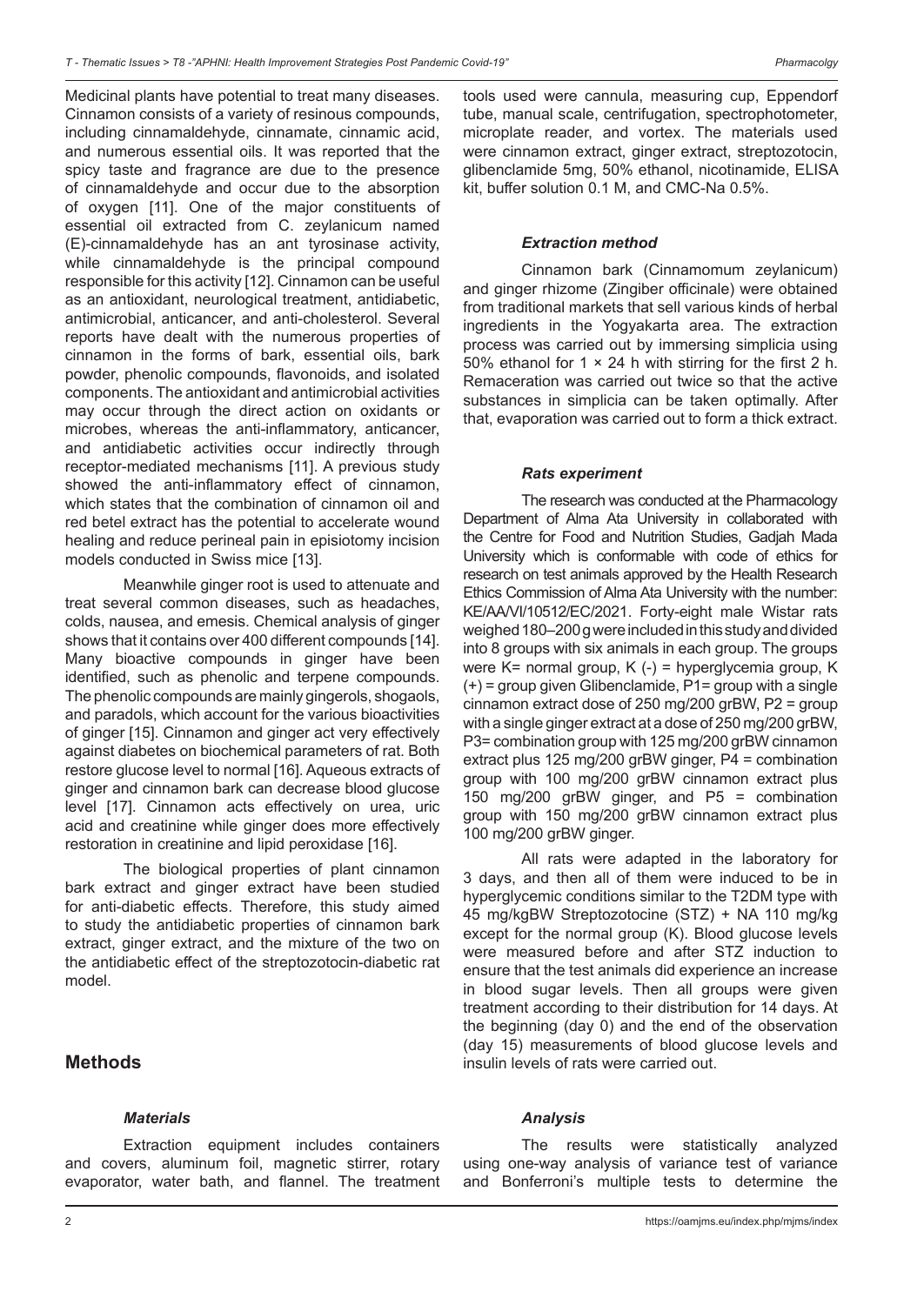Medicinal plants have potential to treat many diseases. Cinnamon consists of a variety of resinous compounds, including cinnamaldehyde, cinnamate, cinnamic acid, and numerous essential oils. It was reported that the spicy taste and fragrance are due to the presence of cinnamaldehyde and occur due to the absorption of oxygen [11]. One of the major constituents of essential oil extracted from C. zeylanicum named (E)-cinnamaldehyde has an ant tyrosinase activity, while cinnamaldehyde is the principal compound responsible for this activity [12]. Cinnamon can be useful as an antioxidant, neurological treatment, antidiabetic, antimicrobial, anticancer, and anti-cholesterol. Several reports have dealt with the numerous properties of cinnamon in the forms of bark, essential oils, bark powder, phenolic compounds, flavonoids, and isolated components. The antioxidant and antimicrobial activities may occur through the direct action on oxidants or microbes, whereas the anti-inflammatory, anticancer, and antidiabetic activities occur indirectly through receptor-mediated mechanisms [11]. A previous study showed the anti-inflammatory effect of cinnamon, which states that the combination of cinnamon oil and red betel extract has the potential to accelerate wound healing and reduce perineal pain in episiotomy incision models conducted in Swiss mice [13].

Meanwhile ginger root is used to attenuate and treat several common diseases, such as headaches, colds, nausea, and emesis. Chemical analysis of ginger shows that it contains over 400 different compounds [14]. Many bioactive compounds in ginger have been identified, such as phenolic and terpene compounds. The phenolic compounds are mainly gingerols, shogaols, and paradols, which account for the various bioactivities of ginger [15]. Cinnamon and ginger act very effectively against diabetes on biochemical parameters of rat. Both restore glucose level to normal [16]. Aqueous extracts of ginger and cinnamon bark can decrease blood glucose level [17]. Cinnamon acts effectively on urea, uric acid and creatinine while ginger does more effectively restoration in creatinine and lipid peroxidase [16].

The biological properties of plant cinnamon bark extract and ginger extract have been studied for anti-diabetic effects. Therefore, this study aimed to study the antidiabetic properties of cinnamon bark extract, ginger extract, and the mixture of the two on the antidiabetic effect of the streptozotocin-diabetic rat model.

## Methods

### *Materials*

Extraction equipment includes containers and covers, aluminum foil, magnetic stirrer, rotary evaporator, water bath, and flannel. The treatment tools used were cannula, measuring cup, Eppendorf tube, manual scale, centrifugation, spectrophotometer, microplate reader, and vortex. The materials used were cinnamon extract, ginger extract, streptozotocin, glibenclamide 5mg, 50% ethanol, nicotinamide, ELISA kit, buffer solution 0.1 M, and CMC-Na 0.5%.

### *Extraction method*

Cinnamon bark (Cinnamomum zeylanicum) and ginger rhizome (Zingiber officinale) were obtained from traditional markets that sell various kinds of herbal ingredients in the Yogyakarta area. The extraction process was carried out by immersing simplicia using 50% ethanol for 1 × 24 h with stirring for the first 2 h. Remaceration was carried out twice so that the active substances in simplicia can be taken optimally. After that, evaporation was carried out to form a thick extract.

### *Rats experiment*

The research was conducted at the Pharmacology Department of Alma Ata University in collaborated with the Centre for Food and Nutrition Studies, Gadjah Mada University which is conformable with code of ethics for research on test animals approved by the Health Research Ethics Commission of Alma Ata University with the number: KE/AA/VI/10512/EC/2021. Forty-eight male Wistar rats weighed 180–200 g were included in this study and divided into 8 groups with six animals in each group. The groups were K= normal group, K (-) = hyperglycemia group, K (+) = group given Glibenclamide, P1= group with a single cinnamon extract dose of 250 mg/200 grBW, P2 = group with a single ginger extract at a dose of 250 mg/200 grBW, P3= combination group with 125 mg/200 grBW cinnamon extract plus 125 mg/200 grBW ginger, P4 = combination group with 100 mg/200 grBW cinnamon extract plus 150 mg/200 grBW ginger, and P5 = combination group with 150 mg/200 grBW cinnamon extract plus 100 mg/200 grBW ginger.

All rats were adapted in the laboratory for 3 days, and then all of them were induced to be in hyperglycemic conditions similar to the T2DM type with 45 mg/kgBW Streptozotocine (STZ) + NA 110 mg/kg except for the normal group (K). Blood glucose levels were measured before and after STZ induction to ensure that the test animals did experience an increase in blood sugar levels. Then all groups were given treatment according to their distribution for 14 days. At the beginning (day 0) and the end of the observation (day 15) measurements of blood glucose levels and insulin levels of rats were carried out.

### *Analysis*

The results were statistically analyzed using one-way analysis of variance test of variance and Bonferroni's multiple tests to determine the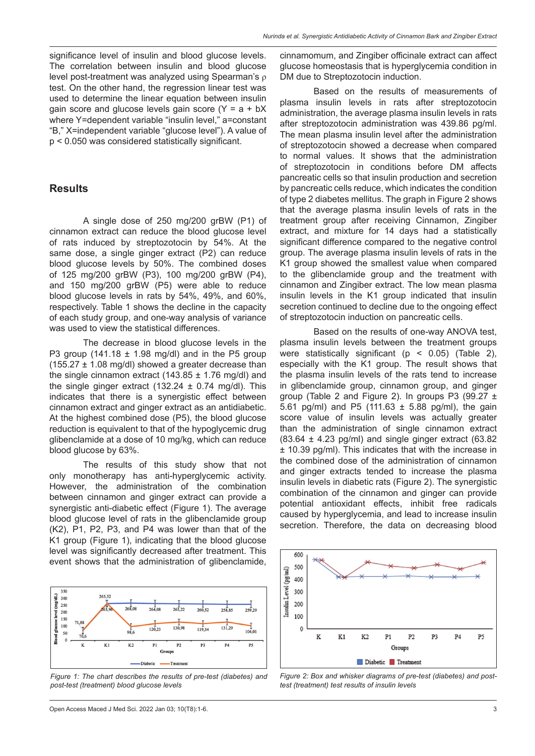significance level of insulin and blood glucose levels. The correlation between insulin and blood glucose level post-treatment was analyzed using Spearman's ρ test. On the other hand, the regression linear test was used to determine the linear equation between insulin gain score and glucose levels gain score ($Y = a + bX$ where Y=dependent variable "insulin level," a=constant "B," X=independent variable "glucose level"). A value of $p < 0.050$ was considered statistically significant.

## Results

A single dose of 250 mg/200 grBW (P1) of cinnamon extract can reduce the blood glucose level of rats induced by streptozotocin by 54%. At the same dose, a single ginger extract (P2) can reduce blood glucose levels by 50%. The combined doses of 125 mg/200 grBW (P3), 100 mg/200 grBW (P4), and 150 mg/200 grBW (P5) were able to reduce blood glucose levels in rats by 54%, 49%, and 60%, respectively. Table 1 shows the decline in the capacity of each study group, and one-way analysis of variance was used to view the statistical differences.

The decrease in blood glucose levels in the P3 group (141.18 ± 1.98 mg/dl) and in the P5 group (155.27 ± 1.08 mg/dl) showed a greater decrease than the single cinnamon extract (143.85 ± 1.76 mg/dl) and the single ginger extract (132.24 ± 0.74 mg/dl). This indicates that there is a synergistic effect between cinnamon extract and ginger extract as an antidiabetic. At the highest combined dose (P5), the blood glucose reduction is equivalent to that of the hypoglycemic drug glibenclamide at a dose of 10 mg/kg, which can reduce blood glucose by 63%.

The results of this study show that not only monotherapy has anti-hyperglycemic activity. However, the administration of the combination between cinnamon and ginger extract can provide a synergistic anti-diabetic effect (Figure 1). The average blood glucose level of rats in the glibenclamide group (K2), P1, P2, P3, and P4 was lower than that of the K1 group (Figure 1), indicating that the blood glucose level was significantly decreased after treatment. This event shows that the administration of glibenclamide, cinnamomum, and Zingiber officinale extract can affect glucose homeostasis that is hyperglycemia condition in DM due to Streptozotocin induction.

Figure 1: The chart describes the results of pre-test (diabetes) and post-test (treatment) blood glucose levels

Based on the results of measurements of plasma insulin levels in rats after streptozotocin administration, the average plasma insulin levels in rats after streptozotocin administration was 439.86 pg/ml. The mean plasma insulin level after the administration of streptozotocin showed a decrease when compared to normal values. It shows that the administration of streptozotocin in conditions before DM affects pancreatic cells so that insulin production and secretion by pancreatic cells reduce, which indicates the condition of type 2 diabetes mellitus. The graph in Figure 2 shows that the average plasma insulin levels of rats in the treatment group after receiving Cinnamon, Zingiber extract, and mixture for 14 days had a statistically significant difference compared to the negative control group. The average plasma insulin levels of rats in the K1 group showed the smallest value when compared to the glibenclamide group and the treatment with cinnamon and Zingiber extract. The low mean plasma insulin levels in the K1 group indicated that insulin secretion continued to decline due to the ongoing effect of streptozotocin induction on pancreatic cells.

Based on the results of one-way ANOVA test, plasma insulin levels between the treatment groups were statistically significant ($p < 0.05$) (Table 2), especially with the K1 group. The result shows that the plasma insulin levels of the rats tend to increase in glibenclamide group, cinnamon group, and ginger group (Table 2 and Figure 2). In groups P3 (99.27 ± 5.61 pg/ml) and P5 (111.63 ± 5.88 pg/ml), the gain score value of insulin levels was actually greater than the administration of single cinnamon extract (83.64 ± 4.23 pg/ml) and single ginger extract (63.82 ± 10.39 pg/ml). This indicates that with the increase in the combined dose of the administration of cinnamon and ginger extracts tended to increase the plasma insulin levels in diabetic rats (Figure 2). The synergistic combination of the cinnamon and ginger can provide potential antioxidant effects, inhibit free radicals caused by hyperglycemia, and lead to increase insulin secretion. Therefore, the data on decreasing blood

Figure 2: Box and whisker diagrams of pre-test (diabetes) and post-test (treatment) test results of insulin levels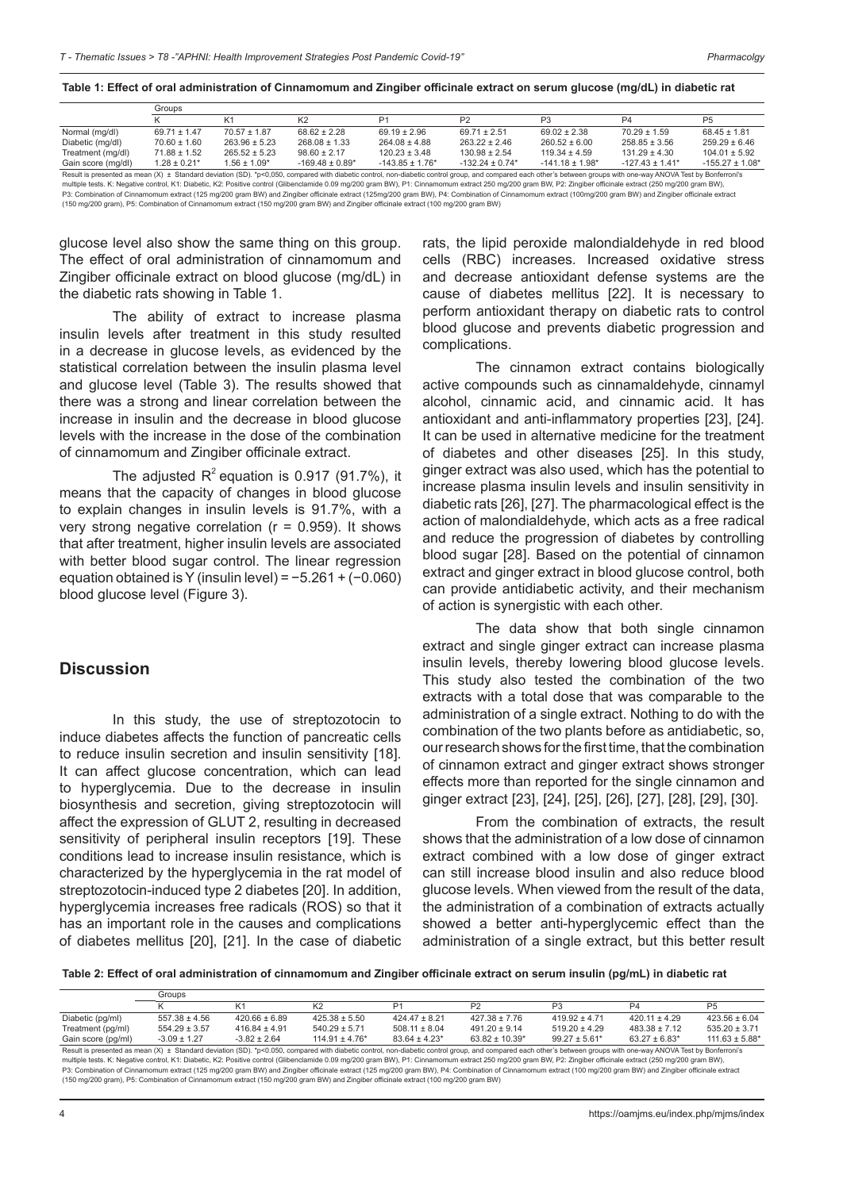**Table 1: Effect of oral administration of Cinnamomum and Zingiber officinale extract on serum glucose (mg/dL) in diabetic rat**

| | Groups | | | | | | | |
|---|---|---|---|---|---|---|---|---|
| | K | K1 | K2 | P1 | P2 | P3 | P4 | P5 |
| Normal (mg/dl) | 69.71 ± 1.47 | 70.57 ± 1.87 | 68.62 ± 2.28 | 69.19 ± 2.96 | 69.71 ± 2.51 | 69.02 ± 2.38 | 70.29 ± 1.59 | 68.45 ± 1.81 |
| Diabetic (mg/dl) | 70.60 ± 1.60 | 263.96 ± 5.23 | 268.08 ± 1.33 | 264.08 ± 4.88 | 263.22 ± 2.46 | 260.52 ± 6.00 | 258.85 ± 3.56 | 259.29 ± 6.46 |
| Treatment (mg/dl) | 71.88 ± 1.52 | 265.52 ± 5.23 | 98.60 ± 2.17 | 120.23 ± 3.48 | 130.98 ± 2.54 | 119.34 ± 4.59 | 131.29 ± 4.30 | 104.01 ± 5.92 |
| Gain score (mg/dl) | 1.28 ± 0.21* | 1.56 ± 1.09* | -169.48 ± 0.89* | -143.85 ± 1.76* | -132.24 ± 0.74* | -141.18 ± 1.98* | -127.43 ± 1.41* | -155.27 ± 1.08* |

Result is presented as mean (X) ± Standard deviation (SD). *p<0,050, compared with diabetic control, non-diabetic control group, and compared each other's between groups with one-way ANOVA Test by Bonferroni's multiple tests. K: Negative control, K1: Diabetic, K2: Positive control (Glibenclamide 0.09 mg/200 gram BW), P1: Cinnamomum extract 250 mg/200 gram BW, P2: Zingiber officinale extract (250 mg/200 gram BW), P3: Combination of Cinnamomum extract (125 mg/200 gram BW) and Zingiber officinale extract (125mg/200 gram BW), P4: Combination of Cinnamomum extract (100mg/200 gram BW) and Zingiber officinale extract (150 mg/200 gram), P5: Combination of Cinnamomum extract (150 mg/200 gram BW) and Zingiber officinale extract (100 mg/200 gram BW)

glucose level also show the same thing on this group. The effect of oral administration of cinnamomum and Zingiber officinale extract on blood glucose (mg/dL) in the diabetic rats showing in Table 1.

The ability of extract to increase plasma insulin levels after treatment in this study resulted in a decrease in glucose levels, as evidenced by the statistical correlation between the insulin plasma level and glucose level (Table 3). The results showed that there was a strong and linear correlation between the increase in insulin and the decrease in blood glucose levels with the increase in the dose of the combination of cinnamomum and Zingiber officinale extract.

The adjusted $R^2$ equation is 0.917 (91.7%), it means that the capacity of changes in blood glucose to explain changes in insulin levels is 91.7%, with a very strong negative correlation ($r = 0.959$). It shows that after treatment, higher insulin levels are associated with better blood sugar control. The linear regression equation obtained is Y (insulin level) = −5.261 + (−0.060) blood glucose level (Figure 3).

## Discussion

In this study, the use of streptozotocin to induce diabetes affects the function of pancreatic cells to reduce insulin secretion and insulin sensitivity [18]. It can affect glucose concentration, which can lead to hyperglycemia. Due to the decrease in insulin biosynthesis and secretion, giving streptozotocin will affect the expression of GLUT 2, resulting in decreased sensitivity of peripheral insulin receptors [19]. These conditions lead to increase insulin resistance, which is characterized by the hyperglycemia in the rat model of streptozotocin-induced type 2 diabetes [20]. In addition, hyperglycemia increases free radicals (ROS) so that it has an important role in the causes and complications of diabetes mellitus [20], [21]. In the case of diabetic rats, the lipid peroxide malondialdehyde in red blood cells (RBC) increases. Increased oxidative stress and decrease antioxidant defense systems are the cause of diabetes mellitus [22]. It is necessary to perform antioxidant therapy on diabetic rats to control blood glucose and prevents diabetic progression and complications.

The cinnamon extract contains biologically active compounds such as cinnamaldehyde, cinnamyl alcohol, cinnamic acid, and cinnamic acid. It has antioxidant and anti-inflammatory properties [23], [24]. It can be used in alternative medicine for the treatment of diabetes and other diseases [25]. In this study, ginger extract was also used, which has the potential to increase plasma insulin levels and insulin sensitivity in diabetic rats [26], [27]. The pharmacological effect is the action of malondialdehyde, which acts as a free radical and reduce the progression of diabetes by controlling blood sugar [28]. Based on the potential of cinnamon extract and ginger extract in blood glucose control, both can provide antidiabetic activity, and their mechanism of action is synergistic with each other.

The data show that both single cinnamon extract and single ginger extract can increase plasma insulin levels, thereby lowering blood glucose levels. This study also tested the combination of the two extracts with a total dose that was comparable to the administration of a single extract. Nothing to do with the combination of the two plants before as antidiabetic, so, our research shows for the first time, that the combination of cinnamon extract and ginger extract shows stronger effects more than reported for the single cinnamon and ginger extract [23], [24], [25], [26], [27], [28], [29], [30].

From the combination of extracts, the result shows that the administration of a low dose of cinnamon extract combined with a low dose of ginger extract can still increase blood insulin and also reduce blood glucose levels. When viewed from the result of the data, the administration of a combination of extracts actually showed a better anti-hyperglycemic effect than the administration of a single extract, but this better result

**Table 2: Effect of oral administration of cinnamomum and Zingiber officinale extract on serum insulin (pg/mL) in diabetic rat**

| | Groups | | | | | | | |
|---|---|---|---|---|---|---|---|---|
| | K | K1 | K2 | P1 | P2 | P3 | P4 | P5 |
| Diabetic (pg/ml) | 557.38 ± 4.56 | 420.66 ± 6.89 | 425.38 ± 5.50 | 424.47 ± 8.21 | 427.38 ± 7.76 | 419.92 ± 4.71 | 420.11 ± 4.29 | 423.56 ± 6.04 |
| Treatment (pg/ml) | 554.29 ± 3.57 | 416.84 ± 4.91 | 540.29 ± 5.71 | 508.11 ± 8.04 | 491.20 ± 9.14 | 519.20 ± 4.29 | 483.38 ± 7.12 | 535.20 ± 3.71 |
| Gain score (pg/ml) | -3.09 ± 1.27 | -3.82 ± 2.64 | 114.91 ± 4.76* | 83.64 ± 4.23* | 63.82 ± 10.39* | 99.27 ± 5.61* | 63.27 ± 6.83* | 111.63 ± 5.88* |

Result is presented as mean (X) ± Standard deviation (SD). *p<0.050, compared with diabetic control, non-diabetic control group, and compared each other's between groups with one-way ANOVA Test by Bonferroni's multiple tests. K: Negative control, K1: Diabetic, K2: Positive control (Glibenclamide 0.09 mg/200 gram BW), P1: Cinnamomum extract 250 mg/200 gram BW, P2: Zingiber officinale extract (250 mg/200 gram BW), P3: Combination of Cinnamomum extract (125 mg/200 gram BW) and Zingiber officinale extract (125 mg/200 gram BW), P4: Combination of Cinnamomum extract (100 mg/200 gram BW) and Zingiber officinale extract (150 mg/200 gram), P5: Combination of Cinnamomum extract (150 mg/200 gram BW) and Zingiber officinale extract (100 mg/200 gram BW)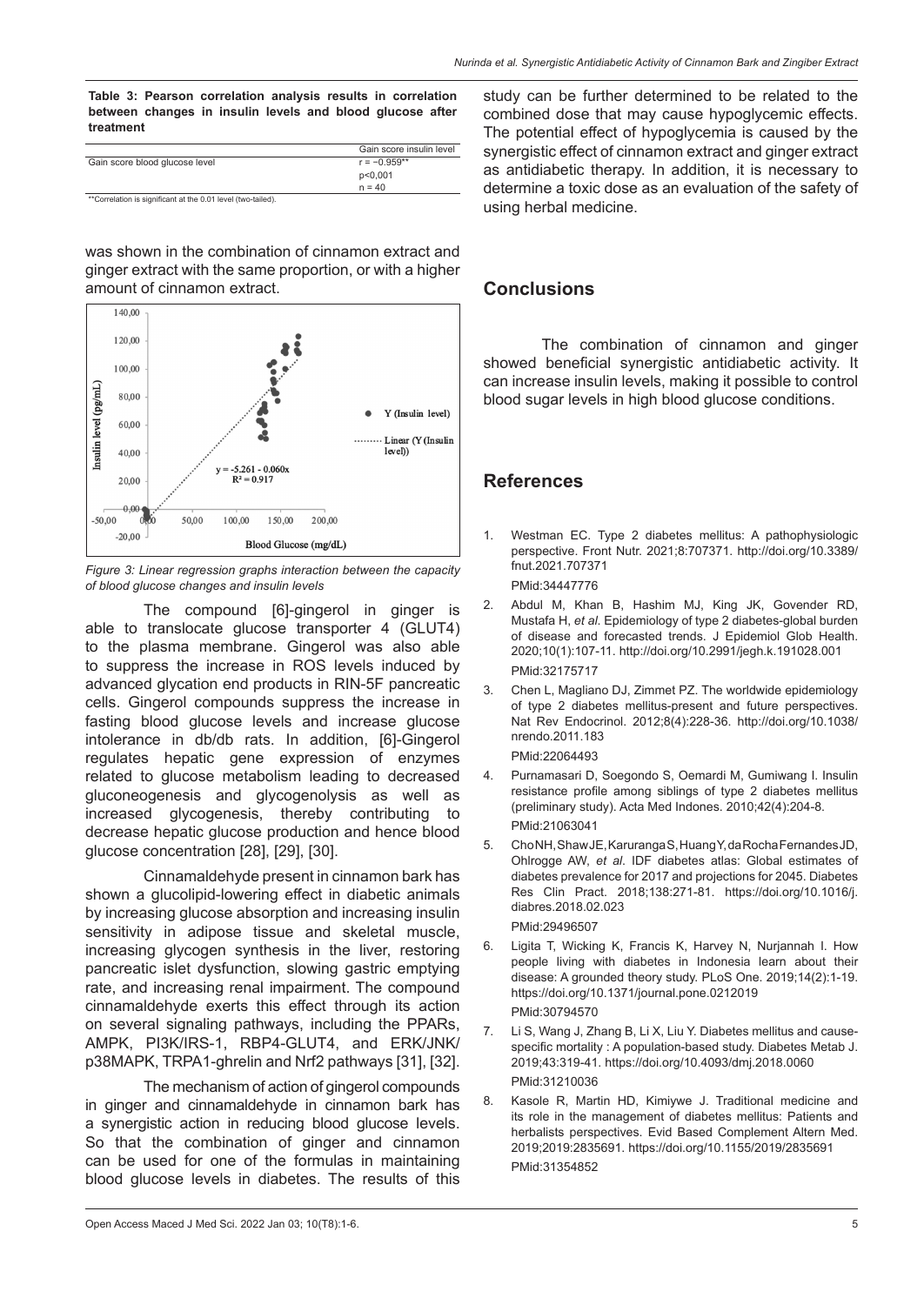**Table 3: Pearson correlation analysis results in correlation between changes in insulin levels and blood glucose after treatment**

| | Gain score insulin level |
|---|---|
| Gain score blood glucose level | r = −0.959** |
| | p<0,001 |
| | n = 40 |

**Correlation is significant at the 0.01 level (two-tailed).

was shown in the combination of cinnamon extract and ginger extract with the same proportion, or with a higher amount of cinnamon extract.

*Figure 3: Linear regression graphs interaction between the capacity of blood glucose changes and insulin levels*

The compound [6]-gingerol in ginger is able to translocate glucose transporter 4 (GLUT4) to the plasma membrane. Gingerol was also able to suppress the increase in ROS levels induced by advanced glycation end products in RIN-5F pancreatic cells. Gingerol compounds suppress the increase in fasting blood glucose levels and increase glucose intolerance in db/db rats. In addition, [6]-Gingerol regulates hepatic gene expression of enzymes related to glucose metabolism leading to decreased gluconeogenesis and glycogenolysis as well as increased glycogenesis, thereby contributing to decrease hepatic glucose production and hence blood glucose concentration [28], [29], [30].

Cinnamaldehyde present in cinnamon bark has shown a glucolipid-lowering effect in diabetic animals by increasing glucose absorption and increasing insulin sensitivity in adipose tissue and skeletal muscle, increasing glycogen synthesis in the liver, restoring pancreatic islet dysfunction, slowing gastric emptying rate, and increasing renal impairment. The compound cinnamaldehyde exerts this effect through its action on several signaling pathways, including the PPARs, AMPK, PI3K/IRS-1, RBP4-GLUT4, and ERK/JNK/p38MAPK, TRPA1-ghrelin and Nrf2 pathways [31], [32].

The mechanism of action of gingerol compounds in ginger and cinnamaldehyde in cinnamon bark has a synergistic action in reducing blood glucose levels. So that the combination of ginger and cinnamon can be used for one of the formulas in maintaining blood glucose levels in diabetes. The results of this study can be further determined to be related to the combined dose that may cause hypoglycemic effects. The potential effect of hypoglycemia is caused by the synergistic effect of cinnamon extract and ginger extract as antidiabetic therapy. In addition, it is necessary to determine a toxic dose as an evaluation of the safety of using herbal medicine.

## Conclusions

The combination of cinnamon and ginger showed beneficial synergistic antidiabetic activity. It can increase insulin levels, making it possible to control blood sugar levels in high blood glucose conditions.

## References

1. Westman EC. Type 2 diabetes mellitus: A pathophysiologic perspective. Front Nutr. 2021;8:707371. http://doi.org/10.3389/fnut.2021.707371
PMid:34447776
2. Abdul M, Khan B, Hashim MJ, King JK, Govender RD, Mustafa H, *et al*. Epidemiology of type 2 diabetes-global burden of disease and forecasted trends. J Epidemiol Glob Health. 2020;10(1):107-11. http://doi.org/10.2991/jegh.k.191028.001
PMid:32175717
3. Chen L, Magliano DJ, Zimmet PZ. The worldwide epidemiology of type 2 diabetes mellitus-present and future perspectives. Nat Rev Endocrinol. 2012;8(4):228-36. http://doi.org/10.1038/nrendo.2011.183
PMid:22064493
4. Purnamasari D, Soegondo S, Oemardi M, Gumiwang I. Insulin resistance profile among siblings of type 2 diabetes mellitus (preliminary study). Acta Med Indones. 2010;42(4):204-8.
PMid:21063041
5. Cho NH, Shaw JE, Karuranga S, Huang Y, da Rocha Fernandes JD, Ohlrogge AW, *et al*. IDF diabetes atlas: Global estimates of diabetes prevalence for 2017 and projections for 2045. Diabetes Res Clin Pract. 2018;138:271-81. https://doi.org/10.1016/j.diabres.2018.02.023
PMid:29496507
6. Ligita T, Wicking K, Francis K, Harvey N, Nurjannah I. How people living with diabetes in Indonesia learn about their disease: A grounded theory study. PLoS One. 2019;14(2):1-19. https://doi.org/10.1371/journal.pone.0212019
PMid:30794570
7. Li S, Wang J, Zhang B, Li X, Liu Y. Diabetes mellitus and cause-specific mortality : A population-based study. Diabetes Metab J. 2019;43:319-41. https://doi.org/10.4093/dmj.2018.0060
PMid:31210036
8. Kasole R, Martin HD, Kimiywe J. Traditional medicine and its role in the management of diabetes mellitus: Patients and herbalists perspectives. Evid Based Complement Altern Med. 2019;2019:2835691. https://doi.org/10.1155/2019/2835691
PMid:31354852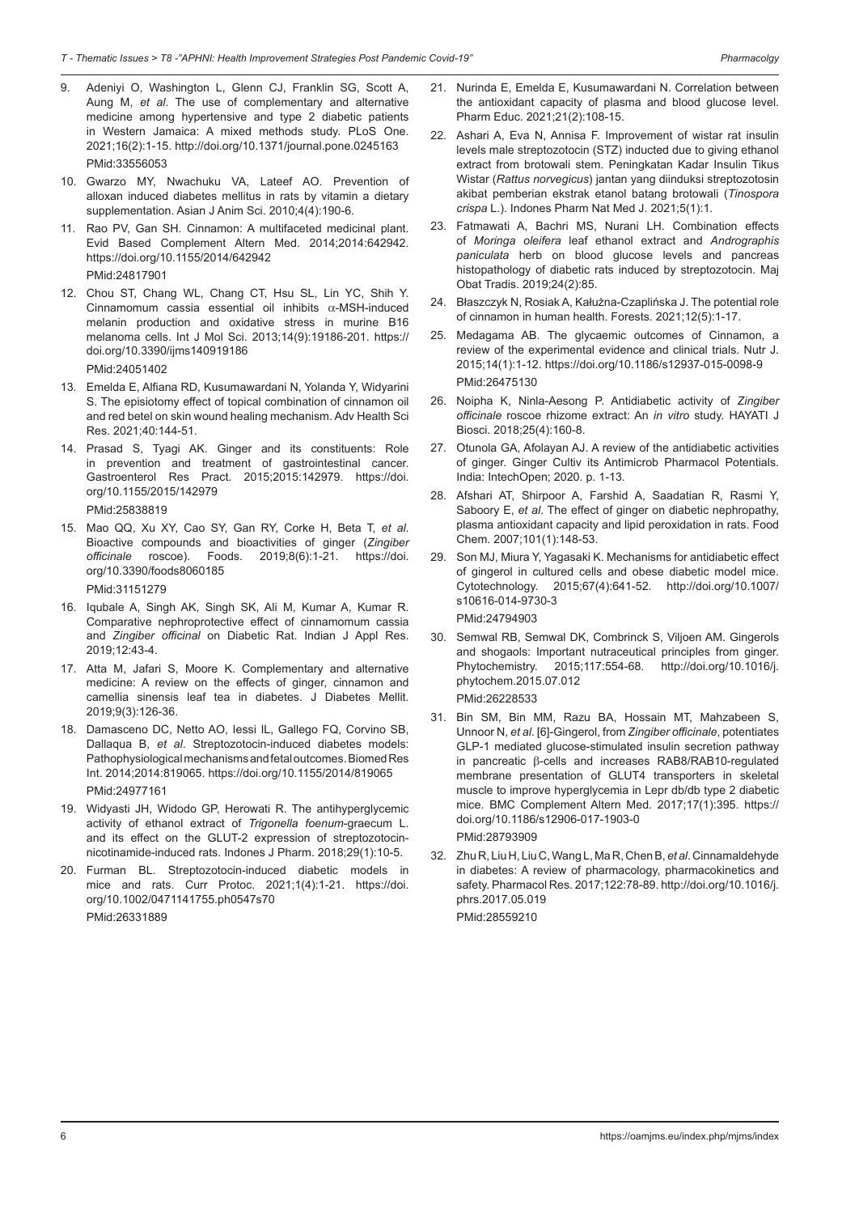9. Adeniyi O, Washington L, Glenn CJ, Franklin SG, Scott A, Aung M, *et al*. The use of complementary and alternative medicine among hypertensive and type 2 diabetic patients in Western Jamaica: A mixed methods study. PLoS One. 2021;16(2):1-15. http://doi.org/10.1371/journal.pone.0245163 PMid:33556053
10. Gwarzo MY, Nwachuku VA, Lateef AO. Prevention of alloxan induced diabetes mellitus in rats by vitamin a dietary supplementation. Asian J Anim Sci. 2010;4(4):190-6.
11. Rao PV, Gan SH. Cinnamon: A multifaceted medicinal plant. Evid Based Complement Altern Med. 2014;2014:642942. https://doi.org/10.1155/2014/642942 PMid:24817901
12. Chou ST, Chang WL, Chang CT, Hsu SL, Lin YC, Shih Y. Cinnamomum cassia essential oil inhibits α-MSH-induced melanin production and oxidative stress in murine B16 melanoma cells. Int J Mol Sci. 2013;14(9):19186-201. https://doi.org/10.3390/ijms140919186 PMid:24051402
13. Emelda E, Alfiana RD, Kusumawardani N, Yolanda Y, Widyarini S. The episiotomy effect of topical combination of cinnamon oil and red betel on skin wound healing mechanism. Adv Health Sci Res. 2021;40:144-51.
14. Prasad S, Tyagi AK. Ginger and its constituents: Role in prevention and treatment of gastrointestinal cancer. Gastroenterol Res Pract. 2015;2015:142979. https://doi.org/10.1155/2015/142979 PMid:25838819
15. Mao QQ, Xu XY, Cao SY, Gan RY, Corke H, Beta T, *et al*. Bioactive compounds and bioactivities of ginger (*Zingiber officinale* roscoe). Foods. 2019;8(6):1-21. https://doi.org/10.3390/foods8060185 PMid:31151279
16. Iqubale A, Singh AK, Singh SK, Ali M, Kumar A, Kumar R. Comparative nephroprotective effect of cinnamomum cassia and *Zingiber officinal* on Diabetic Rat. Indian J Appl Res. 2019;12:43-4.
17. Atta M, Jafari S, Moore K. Complementary and alternative medicine: A review on the effects of ginger, cinnamon and camellia sinensis leaf tea in diabetes. J Diabetes Mellit. 2019;9(3):126-36.
18. Damasceno DC, Netto AO, Iessi IL, Gallego FQ, Corvino SB, Dallaqua B, *et al*. Streptozotocin-induced diabetes models: Pathophysiological mechanisms and fetal outcomes. Biomed Res Int. 2014;2014:819065. https://doi.org/10.1155/2014/819065 PMid:24977161
19. Widyasti JH, Widodo GP, Herowati R. The antihyperglycemic activity of ethanol extract of *Trigonella foenum*-graecum L. and its effect on the GLUT-2 expression of streptozotocin-nicotinamide-induced rats. Indones J Pharm. 2018;29(1):10-5.
20. Furman BL. Streptozotocin-induced diabetic models in mice and rats. Curr Protoc. 2021;1(4):1-21. https://doi.org/10.1002/0471141755.ph0547s70 PMid:26331889
21. Nurinda E, Emelda E, Kusumawardani N. Correlation between the antioxidant capacity of plasma and blood glucose level. Pharm Educ. 2021;21(2):108-15.
22. Ashari A, Eva N, Annisa F. Improvement of wistar rat insulin levels male streptozotocin (STZ) inducted due to giving ethanol extract from brotowali stem. Peningkatan Kadar Insulin Tikus Wistar (*Rattus norvegicus*) jantan yang diinduksi streptozotosin akibat pemberian ekstrak etanol batang brotowali (*Tinospora crispa* L.). Indones Pharm Nat Med J. 2021;5(1):1.
23. Fatmawati A, Bachri MS, Nurani LH. Combination effects of *Moringa oleifera* leaf ethanol extract and *Andrographis paniculata* herb on blood glucose levels and pancreas histopathology of diabetic rats induced by streptozotocin. Maj Obat Tradis. 2019;24(2):85.
24. Błaszczyk N, Rosiak A, Kałużna-Czaplińska J. The potential role of cinnamon in human health. Forests. 2021;12(5):1-17.
25. Medagama AB. The glycaemic outcomes of Cinnamon, a review of the experimental evidence and clinical trials. Nutr J. 2015;14(1):1-12. https://doi.org/10.1186/s12937-015-0098-9 PMid:26475130
26. Noipha K, Ninla-Aesong P. Antidiabetic activity of *Zingiber officinale* roscoe rhizome extract: An *in vitro* study. HAYATI J Biosci. 2018;25(4):160-8.
27. Otunola GA, Afolayan AJ. A review of the antidiabetic activities of ginger. Ginger Cultiv its Antimicrob Pharmacol Potentials. India: IntechOpen; 2020. p. 1-13.
28. Afshari AT, Shirpoor A, Farshid A, Saadatian R, Rasmi Y, Saboory E, *et al*. The effect of ginger on diabetic nephropathy, plasma antioxidant capacity and lipid peroxidation in rats. Food Chem. 2007;101(1):148-53.
29. Son MJ, Miura Y, Yagasaki K. Mechanisms for antidiabetic effect of gingerol in cultured cells and obese diabetic model mice. Cytotechnology. 2015;67(4):641-52. http://doi.org/10.1007/s10616-014-9730-3 PMid:24794903
30. Semwal RB, Semwal DK, Combrinck S, Viljoen AM. Gingerols and shogaols: Important nutraceutical principles from ginger. Phytochemistry. 2015;117:554-68. http://doi.org/10.1016/j.phytochem.2015.07.012 PMid:26228533
31. Bin SM, Bin MM, Razu BA, Hossain MT, Mahzabeen S, Unnoor N, *et al*. [6]-Gingerol, from *Zingiber officinale*, potentiates GLP-1 mediated glucose-stimulated insulin secretion pathway in pancreatic β-cells and increases RAB8/RAB10-regulated membrane presentation of GLUT4 transporters in skeletal muscle to improve hyperglycemia in Lepr db/db type 2 diabetic mice. BMC Complement Altern Med. 2017;17(1):395. https://doi.org/10.1186/s12906-017-1903-0 PMid:28793909
32. Zhu R, Liu H, Liu C, Wang L, Ma R, Chen B, *et al*. Cinnamaldehyde in diabetes: A review of pharmacology, pharmacokinetics and safety. Pharmacol Res. 2017;122:78-89. http://doi.org/10.1016/j.phrs.2017.05.019 PMid:28559210